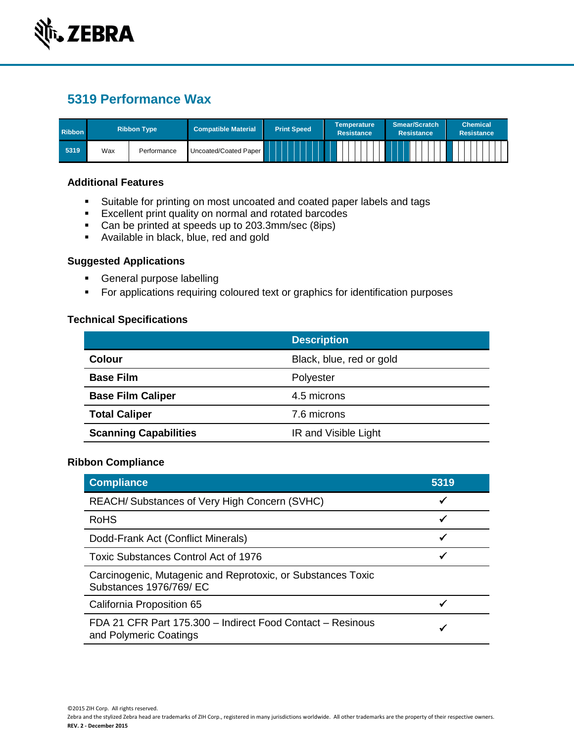## 5319 Performance Wax

| Ribbon | Ribbon Type | | Compatible Material | Print Speed | Temperature Resistance | Smear/Scratch Resistance | Chemical Resistance |
|---|---|---|---|---|---|---|---|
| 5319 | Wax | Performance | Uncoated/Coated Paper | | | | |

### Additional Features

- Suitable for printing on most uncoated and coated paper labels and tags
- Excellent print quality on normal and rotated barcodes
- Can be printed at speeds up to 203.3mm/sec (8ips)
- Available in black, blue, red and gold

### Suggested Applications

- General purpose labelling
- For applications requiring coloured text or graphics for identification purposes

### Technical Specifications

| | Description |
|---|---|
| **Colour** | Black, blue, red or gold |
| **Base Film** | Polyester |
| **Base Film Caliper** | 4.5 microns |
| **Total Caliper** | 7.6 microns |
| **Scanning Capabilities** | IR and Visible Light |

### Ribbon Compliance

| Compliance | 5319 |
|---|---|
| REACH/ Substances of Very High Concern (SVHC) | ✓ |
| RoHS | ✓ |
| Dodd-Frank Act (Conflict Minerals) | ✓ |
| Toxic Substances Control Act of 1976 | ✓ |
| Carcinogenic, Mutagenic and Reprotoxic, or Substances Toxic Substances 1976/769/ EC | |
| California Proposition 65 | ✓ |
| FDA 21 CFR Part 175.300 – Indirect Food Contact – Resinous and Polymeric Coatings | ✓ |

©2015 ZIH Corp. All rights reserved.

Zebra and the stylized Zebra head are trademarks of ZIH Corp., registered in many jurisdictions worldwide. All other trademarks are the property of their respective owners.

**REV. 2 - December 2015**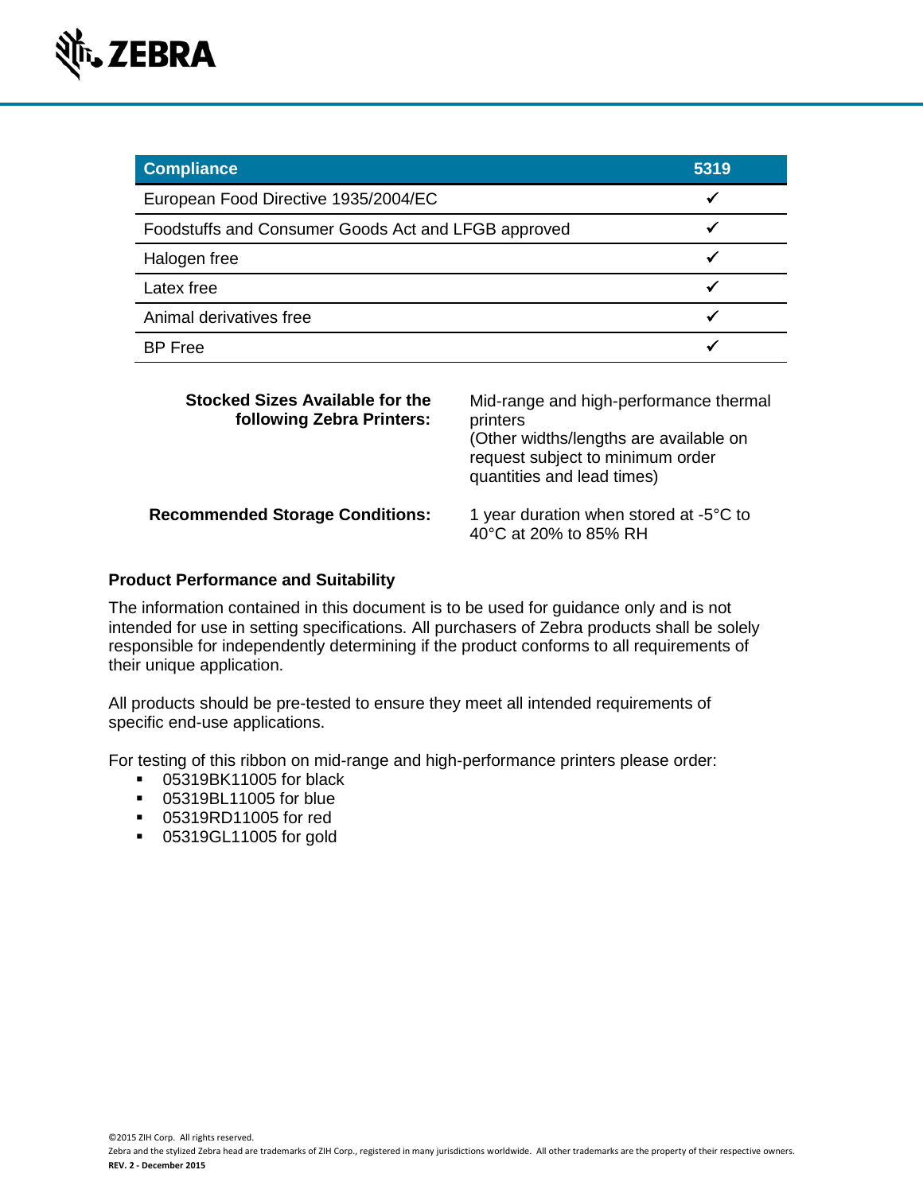| Compliance | 5319 |
|---|---|
| European Food Directive 1935/2004/EC | ✓ |
| Foodstuffs and Consumer Goods Act and LFGB approved | ✓ |
| Halogen free | ✓ |
| Latex free | ✓ |
| Animal derivatives free | ✓ |
| BP Free | ✓ |

| | |
|---|---|
| **Stocked Sizes Available for the following Zebra Printers:** | Mid-range and high-performance thermal printers (Other widths/lengths are available on request subject to minimum order quantities and lead times) |
| **Recommended Storage Conditions:** | 1 year duration when stored at -5°C to 40°C at 20% to 85% RH |

**Product Performance and Suitability**

The information contained in this document is to be used for guidance only and is not intended for use in setting specifications. All purchasers of Zebra products shall be solely responsible for independently determining if the product conforms to all requirements of their unique application.

All products should be pre-tested to ensure they meet all intended requirements of specific end-use applications.

For testing of this ribbon on mid-range and high-performance printers please order:

- 05319BK11005 for black
- 05319BL11005 for blue
- 05319RD11005 for red
- 05319GL11005 for gold

©2015 ZIH Corp. All rights reserved.
Zebra and the stylized Zebra head are trademarks of ZIH Corp., registered in many jurisdictions worldwide. All other trademarks are the property of their respective owners.
**REV. 2 - December 2015**